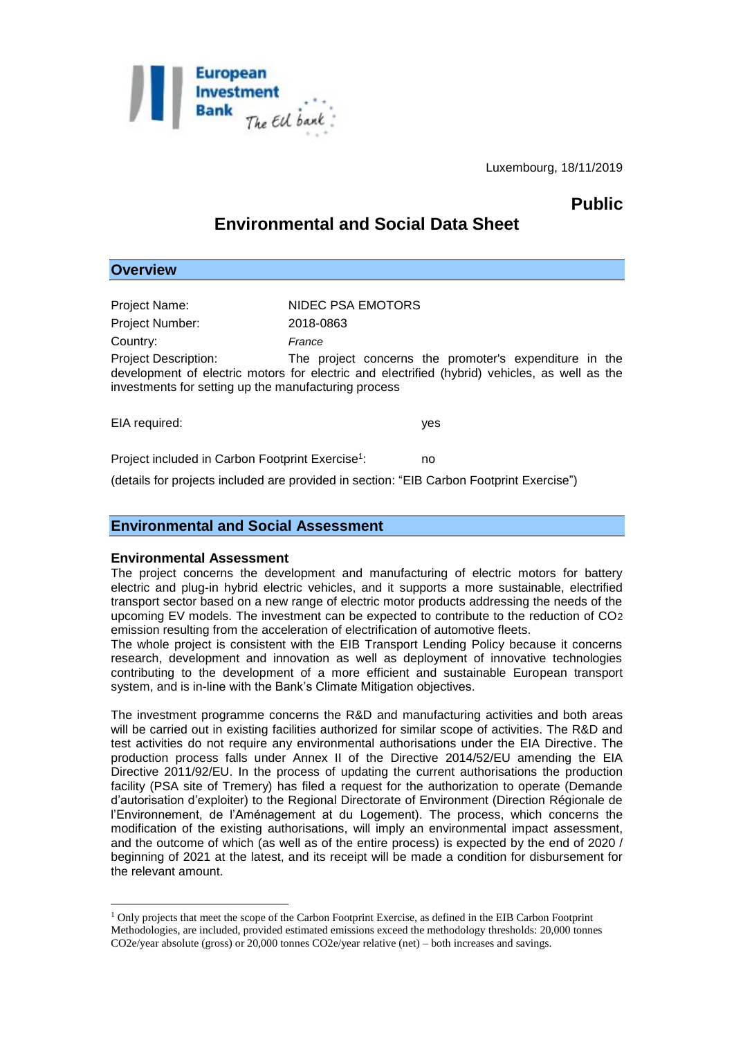Luxembourg, 18/11/2019

**Public**

# Environmental and Social Data Sheet

## Overview

Project Name: NIDEC PSA EMOTORS

Project Number: 2018-0863

Country: *France*

Project Description: The project concerns the promoter's expenditure in the development of electric motors for electric and electrified (hybrid) vehicles, as well as the investments for setting up the manufacturing process

EIA required: yes

Project included in Carbon Footprint Exercise[1]: no

(details for projects included are provided in section: "EIB Carbon Footprint Exercise")

## Environmental and Social Assessment

### Environmental Assessment

The project concerns the development and manufacturing of electric motors for battery electric and plug-in hybrid electric vehicles, and it supports a more sustainable, electrified transport sector based on a new range of electric motor products addressing the needs of the upcoming EV models. The investment can be expected to contribute to the reduction of $CO_2$ emission resulting from the acceleration of electrification of automotive fleets.

The whole project is consistent with the EIB Transport Lending Policy because it concerns research, development and innovation as well as deployment of innovative technologies contributing to the development of a more efficient and sustainable European transport system, and is in-line with the Bank's Climate Mitigation objectives.

The investment programme concerns the R&D and manufacturing activities and both areas will be carried out in existing facilities authorized for similar scope of activities. The R&D and test activities do not require any environmental authorisations under the EIA Directive. The production process falls under Annex II of the Directive 2014/52/EU amending the EIA Directive 2011/92/EU. In the process of updating the current authorisations the production facility (PSA site of Tremery) has filed a request for the authorization to operate (Demande d'autorisation d'exploiter) to the Regional Directorate of Environment (Direction Régionale de l'Environnement, de l'Aménagement at du Logement). The process, which concerns the modification of the existing authorisations, will imply an environmental impact assessment, and the outcome of which (as well as of the entire process) is expected by the end of 2020 / beginning of 2021 at the latest, and its receipt will be made a condition for disbursement for the relevant amount.

---

[1] Only projects that meet the scope of the Carbon Footprint Exercise, as defined in the EIB Carbon Footprint Methodologies, are included, provided estimated emissions exceed the methodology thresholds: 20,000 tonnes CO2e/year absolute (gross) or 20,000 tonnes CO2e/year relative (net) – both increases and savings.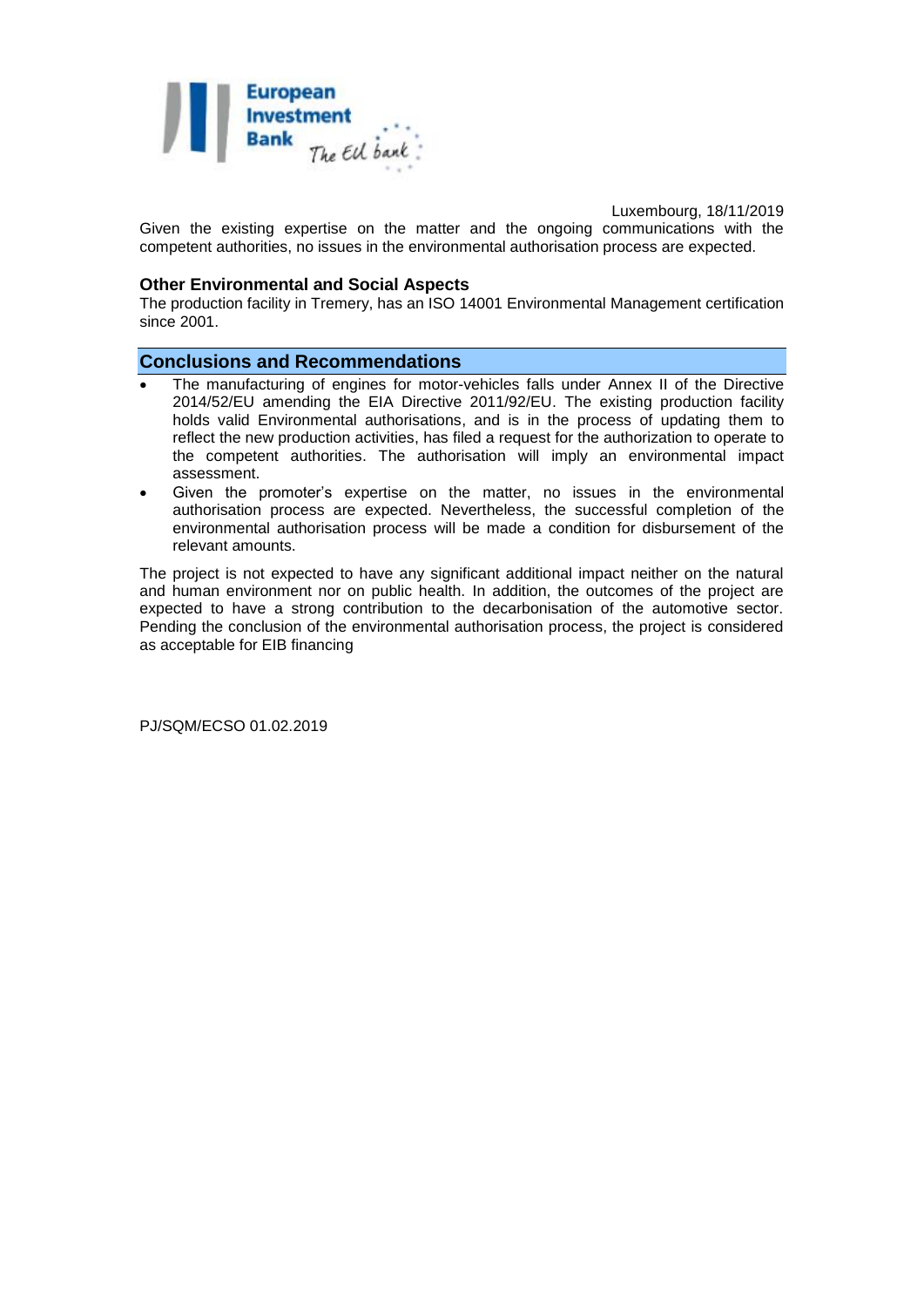Luxembourg, 18/11/2019

Given the existing expertise on the matter and the ongoing communications with the competent authorities, no issues in the environmental authorisation process are expected.

### Other Environmental and Social Aspects

The production facility in Tremery, has an ISO 14001 Environmental Management certification since 2001.

## Conclusions and Recommendations

- The manufacturing of engines for motor-vehicles falls under Annex II of the Directive 2014/52/EU amending the EIA Directive 2011/92/EU. The existing production facility holds valid Environmental authorisations, and is in the process of updating them to reflect the new production activities, has filed a request for the authorization to operate to the competent authorities. The authorisation will imply an environmental impact assessment.
- Given the promoter's expertise on the matter, no issues in the environmental authorisation process are expected. Nevertheless, the successful completion of the environmental authorisation process will be made a condition for disbursement of the relevant amounts.

The project is not expected to have any significant additional impact neither on the natural and human environment nor on public health. In addition, the outcomes of the project are expected to have a strong contribution to the decarbonisation of the automotive sector. Pending the conclusion of the environmental authorisation process, the project is considered as acceptable for EIB financing

PJ/SQM/ECSO 01.02.2019